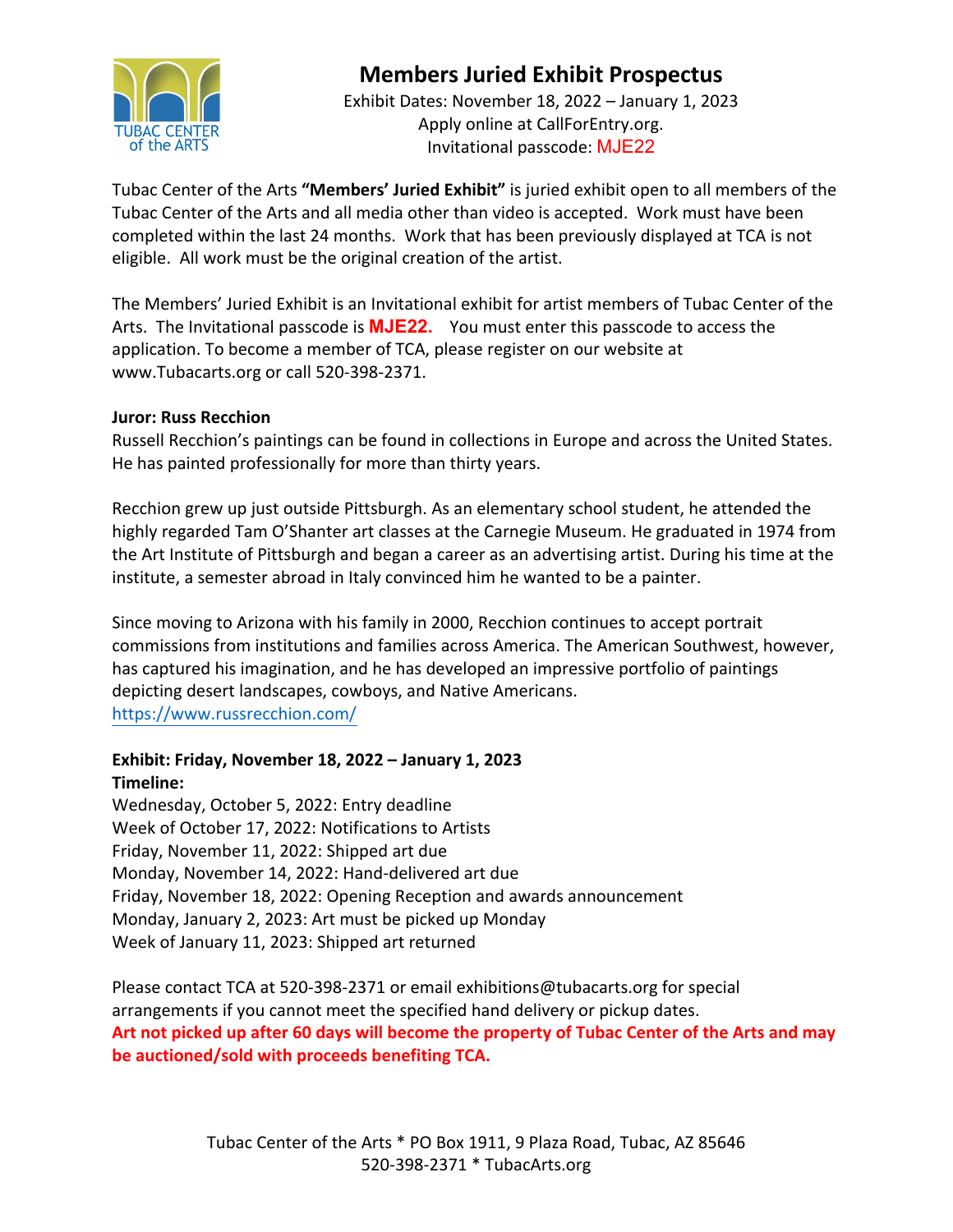TUBAC CENTER of the ARTS

# Members Juried Exhibit Prospectus

Exhibit Dates: November 18, 2022 – January 1, 2023
Apply online at CallForEntry.org.
Invitational passcode: MJE22

Tubac Center of the Arts **"Members' Juried Exhibit"** is juried exhibit open to all members of the Tubac Center of the Arts and all media other than video is accepted. Work must have been completed within the last 24 months. Work that has been previously displayed at TCA is not eligible. All work must be the original creation of the artist.

The Members' Juried Exhibit is an Invitational exhibit for artist members of Tubac Center of the Arts. The Invitational passcode is **MJE22.** You must enter this passcode to access the application. To become a member of TCA, please register on our website at www.Tubacarts.org or call 520-398-2371.

**Juror: Russ Recchion**

Russell Recchion's paintings can be found in collections in Europe and across the United States. He has painted professionally for more than thirty years.

Recchion grew up just outside Pittsburgh. As an elementary school student, he attended the highly regarded Tam O'Shanter art classes at the Carnegie Museum. He graduated in 1974 from the Art Institute of Pittsburgh and began a career as an advertising artist. During his time at the institute, a semester abroad in Italy convinced him he wanted to be a painter.

Since moving to Arizona with his family in 2000, Recchion continues to accept portrait commissions from institutions and families across America. The American Southwest, however, has captured his imagination, and he has developed an impressive portfolio of paintings depicting desert landscapes, cowboys, and Native Americans.
https://www.russrecchion.com/

**Exhibit: Friday, November 18, 2022 – January 1, 2023**
**Timeline:**

Wednesday, October 5, 2022: Entry deadline
Week of October 17, 2022: Notifications to Artists
Friday, November 11, 2022: Shipped art due
Monday, November 14, 2022: Hand-delivered art due
Friday, November 18, 2022: Opening Reception and awards announcement
Monday, January 2, 2023: Art must be picked up Monday
Week of January 11, 2023: Shipped art returned

Please contact TCA at 520-398-2371 or email exhibitions@tubacarts.org for special arrangements if you cannot meet the specified hand delivery or pickup dates.
**Art not picked up after 60 days will become the property of Tubac Center of the Arts and may be auctioned/sold with proceeds benefiting TCA.**

Tubac Center of the Arts * PO Box 1911, 9 Plaza Road, Tubac, AZ 85646
520-398-2371 * TubacArts.org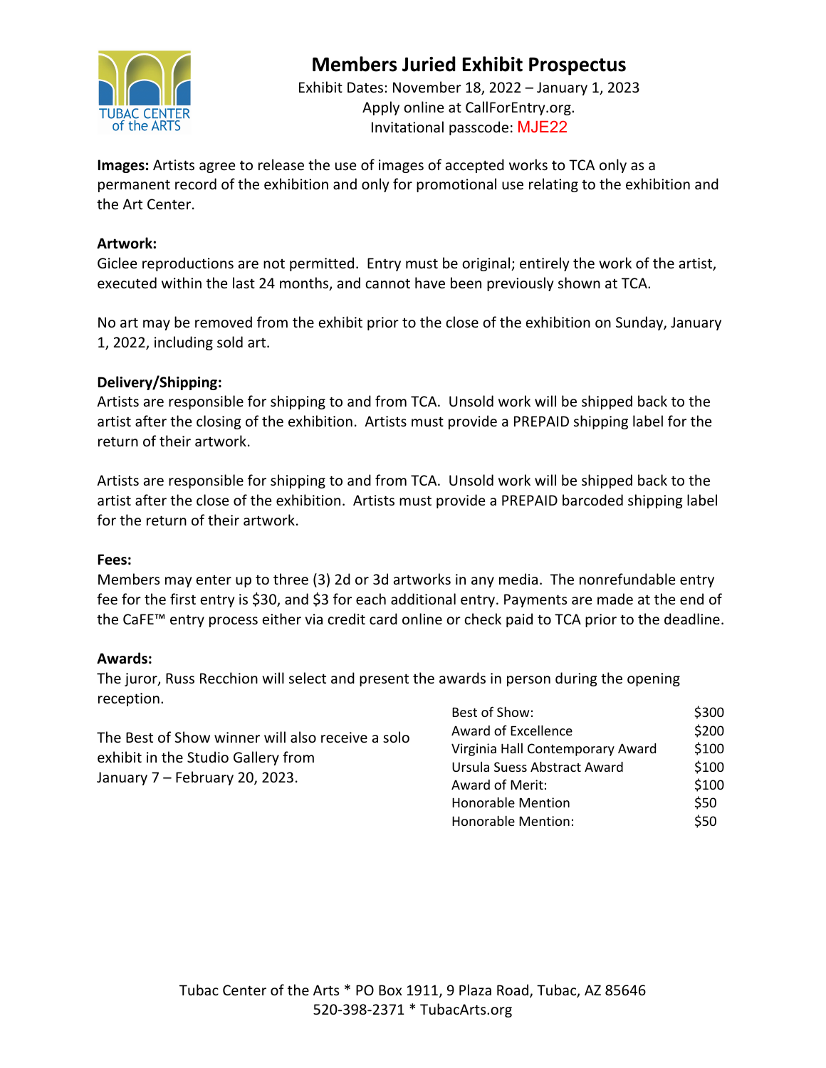# Members Juried Exhibit Prospectus

Exhibit Dates: November 18, 2022 – January 1, 2023
Apply online at CallForEntry.org.
Invitational passcode: MJE22

**Images:** Artists agree to release the use of images of accepted works to TCA only as a permanent record of the exhibition and only for promotional use relating to the exhibition and the Art Center.

**Artwork:**
Giclee reproductions are not permitted. Entry must be original; entirely the work of the artist, executed within the last 24 months, and cannot have been previously shown at TCA.

No art may be removed from the exhibit prior to the close of the exhibition on Sunday, January 1, 2022, including sold art.

**Delivery/Shipping:**
Artists are responsible for shipping to and from TCA. Unsold work will be shipped back to the artist after the closing of the exhibition. Artists must provide a PREPAID shipping label for the return of their artwork.

Artists are responsible for shipping to and from TCA. Unsold work will be shipped back to the artist after the close of the exhibition. Artists must provide a PREPAID barcoded shipping label for the return of their artwork.

**Fees:**
Members may enter up to three (3) 2d or 3d artworks in any media. The nonrefundable entry fee for the first entry is $30, and $3 for each additional entry. Payments are made at the end of the CaFE™ entry process either via credit card online or check paid to TCA prior to the deadline.

**Awards:**
The juror, Russ Recchion will select and present the awards in person during the opening reception.

The Best of Show winner will also receive a solo exhibit in the Studio Gallery from January 7 – February 20, 2023.

| Award | Amount |
|---|---|
| Best of Show: | $300 |
| Award of Excellence | $200 |
| Virginia Hall Contemporary Award | $100 |
| Ursula Suess Abstract Award | $100 |
| Award of Merit: | $100 |
| Honorable Mention | $50 |
| Honorable Mention: | $50 |

Tubac Center of the Arts * PO Box 1911, 9 Plaza Road, Tubac, AZ 85646
520-398-2371 * TubacArts.org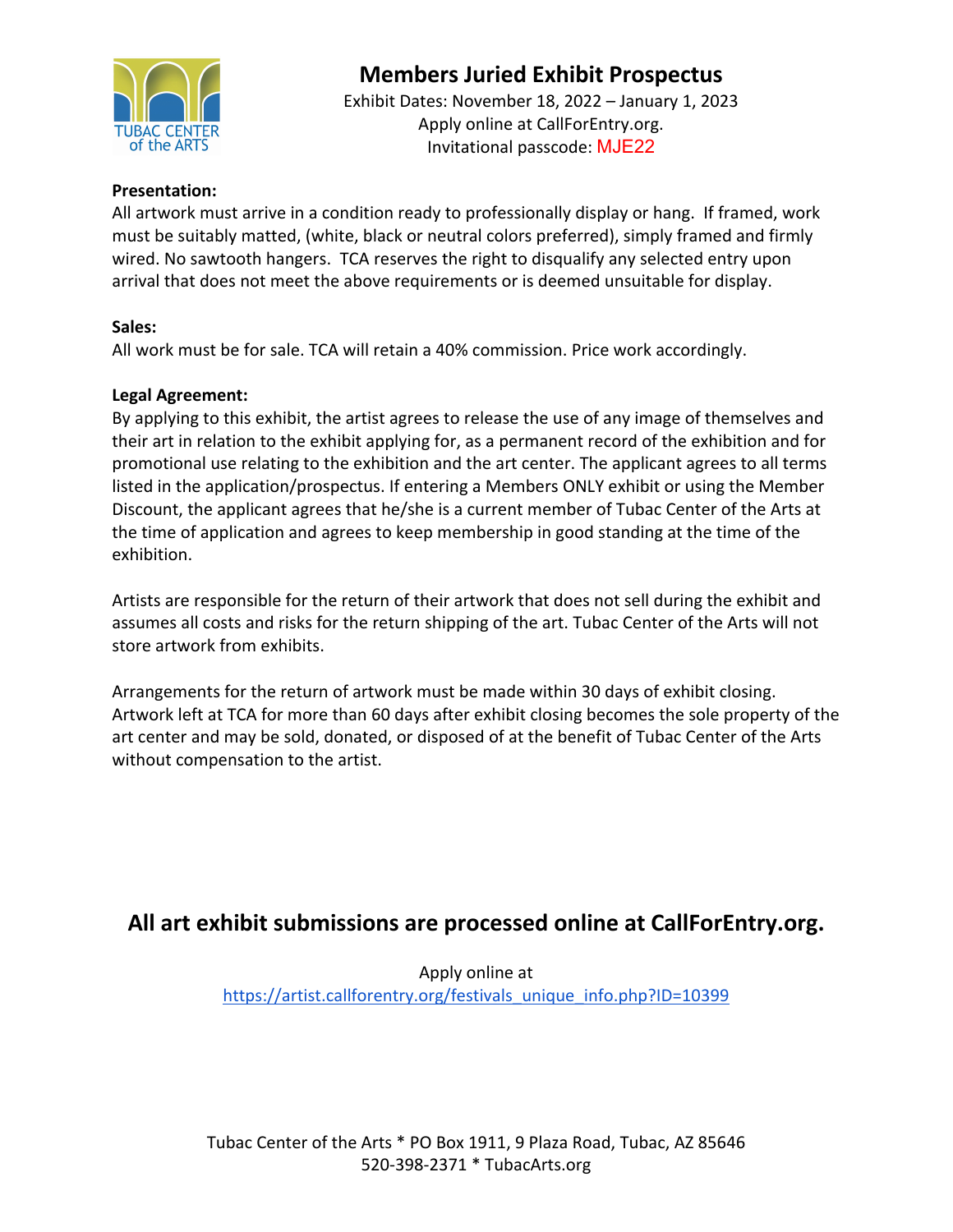# Members Juried Exhibit Prospectus

Exhibit Dates: November 18, 2022 – January 1, 2023
Apply online at CallForEntry.org.
Invitational passcode: MJE22

**Presentation:**
All artwork must arrive in a condition ready to professionally display or hang. If framed, work must be suitably matted, (white, black or neutral colors preferred), simply framed and firmly wired. No sawtooth hangers. TCA reserves the right to disqualify any selected entry upon arrival that does not meet the above requirements or is deemed unsuitable for display.

**Sales:**
All work must be for sale. TCA will retain a 40% commission. Price work accordingly.

**Legal Agreement:**
By applying to this exhibit, the artist agrees to release the use of any image of themselves and their art in relation to the exhibit applying for, as a permanent record of the exhibition and for promotional use relating to the exhibition and the art center. The applicant agrees to all terms listed in the application/prospectus. If entering a Members ONLY exhibit or using the Member Discount, the applicant agrees that he/she is a current member of Tubac Center of the Arts at the time of application and agrees to keep membership in good standing at the time of the exhibition.

Artists are responsible for the return of their artwork that does not sell during the exhibit and assumes all costs and risks for the return shipping of the art. Tubac Center of the Arts will not store artwork from exhibits.

Arrangements for the return of artwork must be made within 30 days of exhibit closing. Artwork left at TCA for more than 60 days after exhibit closing becomes the sole property of the art center and may be sold, donated, or disposed of at the benefit of Tubac Center of the Arts without compensation to the artist.

## All art exhibit submissions are processed online at CallForEntry.org.

Apply online at
https://artist.callforentry.org/festivals_unique_info.php?ID=10399

Tubac Center of the Arts * PO Box 1911, 9 Plaza Road, Tubac, AZ 85646
520-398-2371 * TubacArts.org